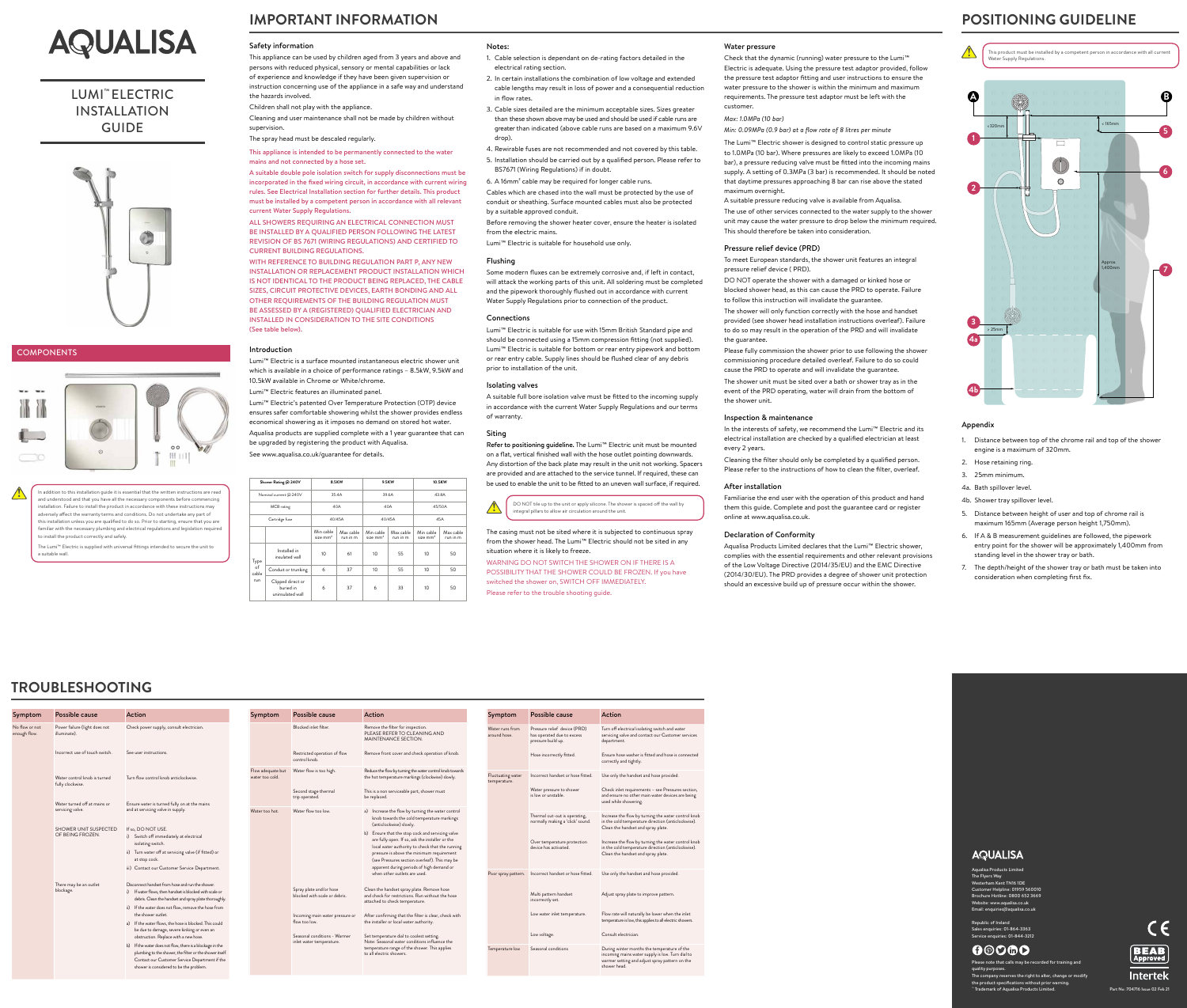# AQUALISA

## LUMI™ ELECTRIC INSTALLATION GUIDE

## COMPONENTS

In addition to this installation guide it is essential that the written instructions are read and understood and that you have all the necessary components before commencing installation. Failure to install the product in accordance with these instructions may adversely affect the warranty terms and conditions. Do not undertake any part of this installation unless you are qualified to do so. Prior to starting, ensure that you are familiar with the necessary plumbing and electrical regulations and legislation required to install the product correctly and safely.

The Lumi™ Electric is supplied with universal fittings intended to secure the unit to a suitable wall.

## IMPORTANT INFORMATION

### Safety information

This appliance can be used by children aged from 3 years and above and persons with reduced physical, sensory or mental capabilities or lack of experience and knowledge if they have been given supervision or instruction concerning use of the appliance in a safe way and understand the hazards involved.

Children shall not play with the appliance.

Cleaning and user maintenance shall not be made by children without supervision.

The spray head must be descaled regularly.

This appliance is intended to be permanently connected to the water mains and not connected by a hose set.

A suitable double pole isolation switch for supply disconnections must be incorporated in the fixed wiring circuit, in accordance with current wiring rules. See Electrical Installation section for further details. This product must be installed by a competent person in accordance with all relevant current Water Supply Regulations.

ALL SHOWERS REQUIRING AN ELECTRICAL CONNECTION MUST BE INSTALLED BY A QUALIFIED PERSON FOLLOWING THE LATEST REVISION OF BS 7671 (WIRING REGULATIONS) AND CERTIFIED TO CURRENT BUILDING REGULATIONS.

WITH REFERENCE TO BUILDING REGULATION PART P, ANY NEW INSTALLATION OR REPLACEMENT PRODUCT INSTALLATION WHICH IS NOT IDENTICAL TO THE PRODUCT BEING REPLACED, THE CABLE SIZES, CIRCUIT PROTECTIVE DEVICES, EARTH BONDING AND ALL OTHER REQUIREMENTS OF THE BUILDING REGULATION MUST BE ASSESSED BY A (REGISTERED) QUALIFIED ELECTRICIAN AND INSTALLED IN CONSIDERATION TO THE SITE CONDITIONS (See table below).

### Introduction

Lumi™ Electric is a surface mounted instantaneous electric shower unit which is available in a choice of performance ratings – 8.5kW, 9.5kW and 10.5kW available in Chrome or White/chrome.

Lumi™ Electric features an illuminated panel.

Lumi™ Electric's patented Over Temperature Protection (OTP) device ensures safer comfortable showering whilst the shower provides endless economical showering as it imposes no demand on stored hot water.

Aqualisa products are supplied complete with a 1 year guarantee that can be upgraded by registering the product with Aqualisa.

See www.aqualisa.co.uk/guarantee for details.

| Shower Rating @ 240V | | 8.5KW | | 9.5KW | | 10.5KW | |
|---|---|---|---|---|---|---|---|
| Nominal current @ 240V | | 35.4A | | 39.6A | | 43.8A | |
| MCB rating | | 40A | | 40A | | 45/50A | |
| Cartridge fuse | | 40/45A | | 40/45A | | 45A | |
| | | Min cable size mm² | Max cable run in m | Min cable size mm² | Max cable run in m | Min cable size mm² | Max cable run in m |
| Type of cable run | Installed in insulated wall | 10 | 61 | 10 | 55 | 10 | 50 |
| | Conduit or trunking | 6 | 37 | 10 | 55 | 10 | 50 |
| | Clipped direct or buried in uninsulated wall | 6 | 37 | 6 | 33 | 10 | 50 |

### Notes:

1. Cable selection is dependant on de-rating factors detailed in the electrical rating section.
2. In certain installations the combination of low voltage and extended cable lengths may result in loss of power and a consequential reduction in flow rates.
3. Cable sizes detailed are the minimum acceptable sizes. Sizes greater than these shown above may be used and should be used if cable runs are greater than indicated (above cable runs are based on a maximum 9.6V drop).
4. Rewirable fuses are not recommended and not covered by this table.
5. Installation should be carried out by a qualified person. Please refer to BS7671 (Wiring Regulations) if in doubt.
6. A 16mm² cable may be required for longer cable runs.

Cables which are chased into the wall must be protected by the use of conduit or sheathing. Surface mounted cables must also be protected by a suitable approved conduit.

Before removing the shower heater cover, ensure the heater is isolated from the electric mains.

Lumi™ Electric is suitable for household use only.

### Flushing

Some modern fluxes can be extremely corrosive and, if left in contact, will attack the working parts of this unit. All soldering must be completed and the pipework thoroughly flushed out in accordance with current Water Supply Regulations prior to connection of the product.

### Connections

Lumi™ Electric is suitable for use with 15mm British Standard pipe and should be connected using a 15mm compression fitting (not supplied). Lumi™ Electric is suitable for bottom or rear entry pipework and bottom or rear entry cable. Supply lines should be flushed clear of any debris prior to installation of the unit.

### Isolating valves

A suitable full bore isolation valve must be fitted to the incoming supply in accordance with the current Water Supply Regulations and our terms of warranty.

### Siting

**Refer to positioning guideline.** The Lumi™ Electric unit must be mounted on a flat, vertical finished wall with the hose outlet pointing downwards. Any distortion of the back plate may result in the unit not working. Spacers are provided and are attached to the service tunnel. If required, these can be used to enable the unit to be fitted to an uneven wall surface, if required.

DO NOT tile up to the unit or apply silicone. The shower is spaced off the wall by integral pillars to allow air circulation around the unit.

The casing must not be sited where it is subjected to continuous spray from the shower head. The Lumi™ Electric should not be sited in any situation where it is likely to freeze.

WARNING DO NOT SWITCH THE SHOWER ON IF THERE IS A POSSIBILITY THAT THE SHOWER COULD BE FROZEN. If you have switched the shower on, SWITCH OFF IMMEDIATELY.

Please refer to the trouble shooting guide.

### Water pressure

Check that the dynamic (running) water pressure to the Lumi™ Electric is adequate. Using the pressure test adaptor provided, follow the pressure test adaptor fitting and user instructions to ensure the water pressure to the shower is within the minimum and maximum requirements. The pressure test adaptor must be left with the customer.

*Max: 1.0MPa (10 bar)*

*Min: 0.09MPa (0.9 bar) at a flow rate of 8 litres per minute*

The Lumi™ Electric shower is designed to control static pressure up to 1.0MPa (10 bar). Where pressures are likely to exceed 1.0MPa (10 bar), a pressure reducing valve must be fitted into the incoming mains supply. A setting of 0.3MPa (3 bar) is recommended. It should be noted that daytime pressures approaching 8 bar can rise above the stated maximum overnight.

A suitable pressure reducing valve is available from Aqualisa.

The use of other services connected to the water supply to the shower unit may cause the water pressure to drop below the minimum required. This should therefore be taken into consideration.

### Pressure relief device (PRD)

To meet European standards, the shower unit features an integral pressure relief device ( PRD).

DO NOT operate the shower with a damaged or kinked hose or blocked shower head, as this can cause the PRD to operate. Failure to follow this instruction will invalidate the guarantee.

The shower will only function correctly with the hose and handset provided (see shower head installation instructions overleaf). Failure to do so may result in the operation of the PRD and will invalidate the guarantee.

Please fully commission the shower prior to use following the shower commissioning procedure detailed overleaf. Failure to do so could cause the PRD to operate and will invalidate the guarantee.

The shower unit must be sited over a bath or shower tray as in the event of the PRD operating, water will drain from the bottom of the shower unit.

### Inspection & maintenance

In the interests of safety, we recommend the Lumi™ Electric and its electrical installation are checked by a qualified electrician at least every 2 years.

Cleaning the filter should only be completed by a qualified person. Please refer to the instructions of how to clean the filter, overleaf.

### After installation

Familiarise the end user with the operation of this product and hand them this guide. Complete and post the guarantee card or register online at www.aqualisa.co.uk.

### Declaration of Conformity

Aqualisa Products Limited declares that the Lumi™ Electric shower, complies with the essential requirements and other relevant provisions of the Low Voltage Directive (2014/35/EU) and the EMC Directive (2014/30/EU). The PRD provides a degree of shower unit protection should an excessive build up of pressure occur within the shower.

## POSITIONING GUIDELINE

This product must be installed by a competent person in accordance with all current Water Supply Regulations.

A, B, 1, 2, 3, 4a, 4b, 5, 6, 7; <320mm; < 165mm; > 25mm; Approx. 1,400mm

### Appendix

1. Distance between top of the chrome rail and top of the shower engine is a maximum of 320mm.
2. Hose retaining ring.
3. 25mm minimum.

4a. Bath spillover level.

4b. Shower tray spillover level.

5. Distance between height of user and top of chrome rail is maximum 165mm (Average person height 1,750mm).
6. If A & B measurement guidelines are followed, the pipework entry point for the shower will be approximately 1,400mm from standing level in the shower tray or bath.
7. The depth/height of the shower tray or bath must be taken into consideration when completing first fix.

## TROUBLESHOOTING

| Symptom | Possible cause | Action |
|---|---|---|
| No flow or not enough flow. | Power failure (light does not illuminate). | Check power supply, consult electrician. |
| | Incorrect use of touch switch. | See user instructions. |
| | Water control knob is turned fully clockwise. | Turn flow control knob anticlockwise. |
| | Water turned off at mains or servicing valve. | Ensure water is turned fully on at the mains and at servicing valve in supply. |
| | SHOWER UNIT SUSPECTED OF BEING FROZEN. | If so, DO NOT USE. i) Switch off immediately at electrical isolating switch. ii) Turn water off at servicing valve (if fitted) or at stop cock. iii) Contact our Customer Service Department. |
| | There may be an outlet blockage. | Disconnect handset from hose and run the shower. i) If water flows, then handset is blocked with scale or debris. Clean the handset and spray plate thoroughly. ii) If the water does not flow, remove the hose from the shower outlet. a) If the water flows, the hose is blocked. This could be due to damage, severe kinking or even an obstruction. Replace with a new hose. b) If the water does not flow, there is a blockage in the plumbing to the shower, the filter or the shower itself. Contact our Customer Service Department if the shower is considered to be the problem. |
| | Blocked inlet filter. | Remove the filter for inspection. PLEASE REFER TO CLEANING AND MAINTENANCE SECTION. |
| | Restricted operation of flow control knob. | Remove front cover and check operation of knob. |
| Flow adequate but water too cold. | Water flow is too high. | Reduce the flow by turning the water control knob towards the hot temperature markings (clockwise) slowly. |
| | Second stage thermal trip operated. | This is a non serviceable part, shower must be replaced. |
| Water too hot. | Water flow too low. | a) Increase the flow by turning the water control knob towards the cold temperature markings (anticlockwise) slowly. b) Ensure that the stop cock and servicing valve are fully open. If so, ask the installer or the local water authority to check that the running pressure is above the minimum requirement (see Pressures section overleaf). This may be apparent during periods of high demand or when other outlets are used. |
| | Spray plate and/or hose blocked with scale or debris. | Clean the handset spray plate. Remove hose and check for restrictions. Run without the hose attached to check temperature. |
| | Incoming main water pressure or flow too low. | After confirming that the filter is clear, check with the installer or local water authority. |
| | Seasonal conditions - Warmer inlet water temperature. | Set temperature dial to coolest setting. Note: Seasonal water conditions influence the temperature range of the shower. This applies to all electric showers. |
| Water runs from around hose. | Pressure relief device (PRD) has operated due to excess pressure build up. | Turn off electrical isolating switch and water servicing valve and contact our Customer services department. |
| | Hose incorrectly fitted. | Ensure hose washer is fitted and hose is connected correctly and tightly. |
| Fluctuating water temperature. | Incorrect handset or hose fitted. | Use only the handset and hose provided. |
| | Water pressure to shower is low or unstable. | Check inlet requirements – see Pressures section, and ensure no other main water devices are being used while showering. |
| | Thermal cut-out is operating, normally making a 'click' sound. | Increase the flow by turning the water control knob in the cold temperature direction (anticlockwise). Clean the handset and spray plate. |
| | Over temperature protection device has activated. | Increase the flow by turning the water control knob in the cold temperature direction (anticlockwise). Clean the handset and spray plate. |
| Poor spray pattern. | Incorrect handset or hose fitted. | Use only the handset and hose provided. |
| | Multi pattern handset incorrectly set. | Adjust spray plate to improve pattern. |
| | Low water inlet temperature. | Flow rate will naturally be lower when the inlet temperature is low, this applies to all electric showers. |
| | Low voltage. | Consult electrician. |
| Temperature low. | Seasonal conditions | During winter months the temperature of the incoming mains water supply is low. Turn dial to warmer setting and adjust spray pattern on the shower head. |

AQUALISA

Aqualisa Products Limited
The Flyers Way
Westerham Kent TN16 1DE
Customer Helpline: 01959 560010
Brochure Hotline: 0800 652 3669
Website: www.aqualisa.co.uk
Email: enquiries@aqualisa.co.uk

Republic of Ireland
Sales enquiries: 01-864-3363
Service enquiries: 01-864-3212

Please note that calls may be recorded for training and quality purposes.
The company reserves the right to alter, change or modify the product specifications without prior warning.
™ Trademark of Aqualisa Products Limited.

BEAB Approved
Intertek

Part No: 704716 Issue 02 Feb 21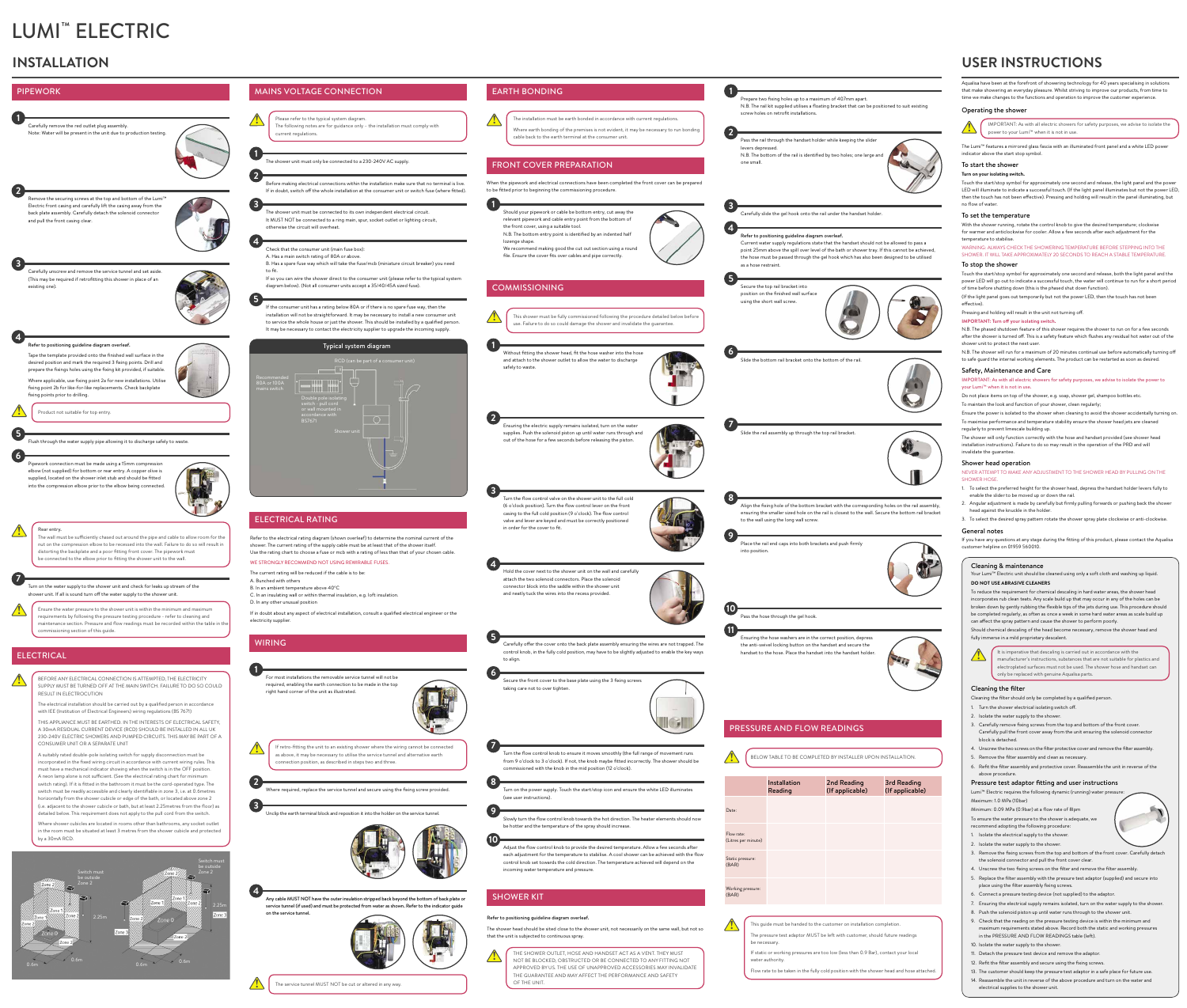# LUMI™ ELECTRIC

## INSTALLATION

### PIPEWORK

**1** Carefully remove the red outlet plug assembly.
Note: Water will be present in the unit due to production testing.

**2** Remove the securing screws at the top and bottom of the Lumi™ Electric front casing and carefully lift the casing away from the back plate assembly. Carefully detach the solenoid connector and pull the front casing clear.

**3** Carefully unscrew and remove the service tunnel and set aside. (This may be required if retrofitting this shower in place of an existing one).

**4** **Refer to positioning guideline diagram overleaf.**
Tape the template provided onto the finished wall surface in the desired position and mark the required 3 fixing points. Drill and prepare the fixings holes using the fixing kit provided, if suitable.

Where applicable, use fixing point 2a for new installations. Utilise fixing point 2b for like-for-like replacements. Check backplate fixing points prior to drilling.

⚠ Product not suitable for top entry.

**5** Flush through the water supply pipe allowing it to discharge safely to waste.

**6** Pipework connection must be made using a 15mm compression elbow (not supplied) for bottom or rear entry. A copper olive is supplied, located on the shower inlet stub and should be fitted into the compression elbow prior to the elbow being connected.

⚠ Rear entry.
The wall must be sufficiently chased out around the pipe and cable to allow room for the nut on the compression elbow to be recessed into the wall. Failure to do so will result in distorting the backplate and a poor-fitting front cover. The pipework must be connected to the elbow prior to fitting the shower unit to the wall.

**7** Turn on the water supply to the shower unit and check for leaks up stream of the shower unit. If all is sound turn off the water supply to the shower unit.

⚠ Ensure the water pressure to the shower unit is within the minimum and maximum requirements by following the pressure testing procedure - refer to cleaning and maintenance section. Pressure and flow readings must be recorded within the table in the commissioning section of this guide.

### ELECTRICAL

⚠ BEFORE ANY ELECTRICAL CONNECTION IS ATTEMPTED, THE ELECTRICITY SUPPLY MUST BE TURNED OFF AT THE MAIN SWITCH. FAILURE TO DO SO COULD RESULT IN ELECTROCUTION

The electrical installation should be carried out by a qualified person in accordance with IEE (Institution of Electrical Engineers) wiring regulations (BS 7671)

THIS APPLIANCE MUST BE EARTHED. IN THE INTERESTS OF ELECTRICAL SAFETY, A 30mA RESIDUAL CURRENT DEVICE (RCD) SHOULD BE INSTALLED IN ALL UK 230-240V ELECTRIC SHOWERS AND PUMPED CIRCUITS. THIS MAY BE PART OF A CONSUMER UNIT OR A SEPARATE UNIT

A suitably rated double-pole isolating switch for supply disconnection must be incorporated in the fixed wiring circuit in accordance with current wiring rules. The switch must have a mechanical indicator showing when the switch is in the OFF position. A neon lamp alone is not sufficient. (See the electrical rating chart for minimum switch rating). If it is fitted in the bathroom it must be the cord-operated type. The switch must be readily accessible and clearly identifiable in zone 3, i.e. at 0.6metres horizontally from the shower cubicle or edge of the bath, or located above zone 2 (i.e. adjacent to the shower cubicle or bath, but at least 2.25metres from the floor) as detailed below. This requirement does not apply to the pull cord from the switch.

Where shower cubicles are located in rooms other than bathrooms, any socket outlet in the room must be situated at least 3 metres from the shower cubicle and protected by a 30mA RCD.

Switch must be outside Zone 2
Zone 3
Zone 2
Zone 1
Zone 0
2.25m
0.6m
Switch must be outside Zone 2

### MAINS VOLTAGE CONNECTION

⚠ Please refer to the typical system diagram.
The following notes are for guidance only - the installation must comply with current regulations.

**1** The shower unit must only be connected to a 230-240V AC supply.

**2** Before making electrical connections within the installation make sure that no terminal is live. If in doubt, switch off the whole installation at the consumer unit or switch fuse (where fitted).

**3** The shower unit must be connected to its own independent electrical circuit. It MUST NOT be connected to a ring main, spur, socket outlet or lighting circuit, otherwise the circuit will overheat.

**4** Check that the consumer unit (main fuse box):
A. Has a main switch rating of 80A or above.
B. Has a spare fuse way which will take the fuse/mcb (miniature circuit breaker) you need to fit.
If so you can wire the shower direct to the consumer unit (please refer to the typical system diagram below). (Not all consumer units accept a 35/40/45A sized fuse).

**5** If the consumer unit has a rating below 80A or if there is no spare fuse way, then the installation will not be straightforward. It may be necessary to install a new consumer unit to service the whole house or just the shower. This should be installed by a qualified person. It may be necessary to contact the electricity supplier to upgrade the incoming supply.

**Typical system diagram**

Recommended 80A or 100A mains switch
RCD (can be part of a consumer unit)
Double pole isolating switch - pull cord or wall mounted in accordance with BS7671
Shower unit

### ELECTRICAL RATING

Refer to the electrical rating diagram (shown overleaf) to determine the nominal current of the shower. The current rating of the supply cable must be at least that of the shower itself. Use the rating chart to choose a fuse or mcb with a rating of less than that of your chosen cable.

WE STRONGLY RECOMMEND NOT USING REWIRABLE FUSES.

The current rating will be reduced if the cable is to be:
A. Bunched with others
B. In an ambient temperature above 40°C
C. In an insulating wall or within thermal insulation, e.g. loft insulation.
D. In any other unusual position

If in doubt about any aspect of electrical installation, consult a qualified electrical engineer or the electricity supplier.

### WIRING

**1** For most installations the removable service tunnel will not be required, enabling the earth connection to be made in the top right hand corner of the unit as illustrated.

⚠ If retro-fitting the unit to an existing shower where the wiring cannot be connected as above, it may be necessary to refit the service tunnel and alternative earth connection position, as described in steps two and three.

**2** Where required, replace the service tunnel and secure using the fixing screw provided.

**3** Unclip the earth terminal block and reposition it into the holder on the service tunnel.

**4** **Any cable MUST NOT have the outer insulation stripped back beyond the bottom of back plate or service tunnel (if used) and must be protected from water as shown. Refer to the indicator guide on the service tunnel.**

⚠ The service tunnel MUST NOT be cut or altered in any way.

### EARTH BONDING

⚠ The installation must be earth bonded in accordance with current regulations.

Where earth bonding of the premises is not evident, it may be necessary to run bonding cable back to the earth terminal at the consumer unit.

### FRONT COVER PREPARATION

When the pipework and electrical connections have been completed the front cover can be prepared to be fitted prior to beginning the commissioning procedure.

**1** Should your pipework or cable be bottom entry, cut away the relevant pipework and cable entry point from the bottom of the front cover, using a suitable tool.
N.B. The bottom entry point is identified by an indented half lozenge shape.
We recommend making good the cut out section using a round file. Ensure the cover fits over cables and pipe correctly.

### COMMISSIONING

⚠ This shower must be fully commissioned following the procedure detailed below before use. Failure to do so could damage the shower and invalidate the guarantee.

**1** Without fitting the shower head, fit the hose washer into the hose and attach to the shower outlet to allow the water to discharge safely to waste.

**2** Ensuring the electric supply remains isolated, turn on the water supplies. Push the solenoid piston up until water runs through and out of the hose for a few seconds before releasing the piston.

**3** Turn the flow control valve on the shower unit to the full cold (6 o'clock position). Turn the flow control lever on the front casing to the full cold position (9 o'clock). The flow control valve and lever are keyed and must be correctly positioned in order for the cover to fit.

**4** Hold the cover next to the shower unit on the wall and carefully attach the two solenoid connectors. Place the solenoid connector block into the saddle within the shower unit and neatly tuck the wires into the recess provided.

**5** Carefully offer the cover onto the back plate assembly ensuring the wires are not trapped. The control knob, in the fully cold position, may have to be slightly adjusted to enable the key ways to align.

**6** Secure the front cover to the base plate using the 3 fixing screws taking care not to over tighten.

**7** Turn the flow control knob to ensure it moves smoothly (the full range of movement runs from 9 o'clock to 3 o'clock). If not, the knob maybe fitted incorrectly. The shower should be commissioned with the knob in the mid position (12 o'clock).

**8** Turn on the power supply. Touch the start/stop icon and ensure the white LED illuminates (see user instructions).

**9** Slowly turn the flow control knob towards the hot direction. The heater elements should now be hotter and the temperature of the spray should increase.

**10** Adjust the flow control knob to provide the desired temperature. Allow a few seconds after each adjustment for the temperature to stabilise. A cool shower can be achieved with the flow control knob set towards the cold direction. The temperature achieved will depend on the incoming water temperature and pressure.

### SHOWER KIT

**Refer to positioning guideline diagram overleaf.**

The shower head should be sited close to the shower unit, not necessarily on the same wall, but not so that the unit is subjected to continuous spray.

⚠ THE SHOWER OUTLET, HOSE AND HANDSET ACT AS A VENT. THEY MUST NOT BE BLOCKED, OBSTRUCTED OR BE CONNECTED TO ANY FITTING NOT APPROVED BY US. THE USE OF UNAPPROVED ACCESSORIES MAY INVALIDATE THE GUARANTEE AND MAY AFFECT THE PERFORMANCE AND SAFETY OF THE UNIT.

**1** Prepare two fixing holes up to a maximum of 407mm apart.
N.B. The rail kit supplied utilises a floating bracket that can be positioned to suit existing screw holes on retrofit installations.

**2** Pass the rail through the handset holder while keeping the slider levers depressed.
N.B. The bottom of the rail is identified by two holes; one large and one small.

**3** Carefully slide the gel hook onto the rail under the handset holder.

**4** **Refer to positioning guideline diagram overleaf.**
Current water supply regulations state that the handset should not be allowed to pass a point 25mm above the spill over level of the bath or shower tray. If this cannot be achieved, the hose must be passed through the gel hook which has also been designed to be utilised as a hose restraint.

**5** Secure the top rail bracket into position on the finished wall surface using the short wall screw.

**6** Slide the bottom rail bracket onto the bottom of the rail.

**7** Slide the rail assembly up through the top rail bracket.

**8** Align the fixing hole of the bottom bracket with the corresponding holes on the rail assembly, ensuring the smaller sized hole on the rail is closest to the wall. Secure the bottom rail bracket to the wall using the long wall screw.

**9** Place the rail end caps into both brackets and push firmly into position.

**10** Pass the hose through the gel hook.

**11** Ensuring the hose washers are in the correct position, depress the anti-swivel locking button on the handset and secure the handset to the hose. Place the handset into the handset holder.

### PRESSURE AND FLOW READINGS

⚠ BELOW TABLE TO BE COMPLETED BY INSTALLER UPON INSTALLATION.

| | Installation Reading | 2nd Reading (If applicable) | 3rd Reading (If applicable) |
|---|---|---|---|
| Date: | | | |
| Flow rate: (Litres per minute) | | | |
| Static pressure: (BAR) | | | |
| Working pressure: (BAR) | | | |

⚠ This guide must be handed to the customer on installation completion.

The pressure test adaptor MUST be left with customer, should future readings be necessary.

If static or working pressures are too low (less than 0.9 Bar), contact your local water authority.

Flow rate to be taken in the fully cold position with the shower head and hose attached.

## USER INSTRUCTIONS

Aqualisa have been at the forefront of showering technology for 40 years specialising in solutions that make showering an everyday pleasure. Whilst striving to improve our products, from time to time we make changes to the functions and operation to improve the customer experience.

### Operating the shower

⚠ IMPORTANT: As with all electric showers for safety purposes, we advise to isolate the power to your Lumi™ when it is not in use.

The Lumi™ features a mirrored glass fascia with an illuminated front panel and a white LED power indicator above the start stop symbol.

#### To start the shower

**Turn on your isolating switch.**

Touch the start/stop symbol for approximately one second and release, the light panel and the power LED will illuminate to indicate a successful touch. (If the light panel illuminates but not the power LED, then the touch has not been effective). Pressing and holding will result in the panel illuminating, but no flow of water.

#### To set the temperature

With the shower running, rotate the control knob to give the desired temperature; clockwise for warmer and anticlockwise for cooler. Allow a few seconds after each adjustment for the temperature to stabilise.

WARNING: ALWAYS CHECK THE SHOWERING TEMPERATURE BEFORE STEPPING INTO THE SHOWER. IT WILL TAKE APPROXIMATELY 20 SECONDS TO REACH A STABLE TEMPERATURE.

#### To stop the shower

Touch the start/stop symbol for approximately one second and release, both the light panel and the power LED will go out to indicate a successful touch, the water will continue to run for a short period of time before shutting down (this is the phased shut down function).

(If the light panel goes out temporarily but not the power LED, then the touch has not been effective).

Pressing and holding will result in the unit not turning off.

**IMPORTANT: Turn off your isolating switch.**

N.B. The phased shutdown feature of this shower requires the shower to run on for a few seconds after the shower is turned off. This is a safety feature which flushes any residual hot water out of the shower unit to protect the next user.

N.B. The shower will run for a maximum of 20 minutes continual use before automatically turning off to safe guard the internal working elements. The product can be restarted as soon as desired.

### Safety, Maintenance and Care

IMPORTANT: As with all electric showers for safety purposes, we advise to isolate the power to your Lumi™ when it is not in use.

Do not place items on top of the shower, e.g. soap, shower gel, shampoo bottles etc.

To maintain the look and function of your shower, clean regularly;

Ensure the power is isolated to the shower when cleaning to avoid the shower accidentally turning on.

To maximise performance and temperature stability ensure the shower head spray plate is cleaned regularly to prevent limescale building up.

The shower will only function correctly with the hose and handset provided (see shower head installation instructions). Failure to do so may result in the operation of the PRD and will invalidate the guarantee.

### Shower head operation

NEVER ATTEMPT TO MAKE ANY ADJUSTMENT TO THE SHOWER HEAD BY PULLING ON THE SHOWER HOSE.

1. To select the preferred height for the shower head, depress the handset holder levers fully to enable the slider to be moved up or down the rail.
2. Angular adjustment is made by carefully but firmly pulling forwards or pushing back the shower head against the knuckle in the holder.
3. To select the desired spray pattern rotate the shower spray plate clockwise or anti-clockwise.

### General notes

If you have any questions at any stage during the fitting of this product, please contact the Aqualisa customer helpline on 01959 560010.

### Cleaning & maintenance

Your Lumi™ Electric unit should be cleaned using only a soft cloth and washing up liquid.

**DO NOT USE ABRASIVE CLEANERS**

To reduce the requirement for chemical descaling in hard water areas, the shower head incorporates rub clean teats. Any scale build up that may occur in any of the holes can be broken down by gently rubbing the flexible tips of the jets during use. This procedure should be completed regularly, as often as once a week in some hard water areas as scale build up can affect the spray pattern and cause the shower to perform poorly.

Should chemical descaling of the head become necessary, remove the shower head and fully immerse in a mild proprietary descalent.

⚠ It is imperative that descaling is carried out in accordance with the manufacturer's instructions, substances that are not suitable for plastics and electroplated surfaces must not be used. The shower hose and handset can only be replaced with genuine Aqualisa parts.

#### Cleaning the filter

Cleaning the filter should only be completed by a qualified person.

1. Turn the shower electrical isolating switch off.
2. Isolate the water supply to the shower.
3. Carefully remove fixing screws from the top and bottom of the front cover. Carefully pull the front cover away from the unit ensuring the solenoid connector block is detached.
4. Unscrew the two screws on the filter protective cover and remove the filter assembly.
5. Remove the filter assembly and clean as necessary.
6. Refit the filter assembly and protective cover. Reassemble the unit in reverse of the above procedure.

#### Pressure test adaptor fitting and user instructions

Lumi™ Electric requires the following dynamic (running) water pressure:
Maximum: 1.0 MPa (10bar)
Minimum: 0.09 MPa (0.9bar) at a flow rate of 8lpm

To ensure the water pressure is adequate, we recommend adopting the following procedure:

1. Isolate the electrical supply to the shower.
2. Isolate the water supply to the shower.
3. Remove the fixing screws from the top and bottom of the front cover. Carefully detach the solenoid connector and pull the front cover clear.
4. Unscrew the two fixing screws on the filter and remove the filter assembly.
5. Replace the filter assembly with the pressure test adaptor (supplied) and secure into place using the filter assembly fixing screws.
6. Connect a pressure testing device (not supplied) to the adaptor.
7. Ensuring the electrical supply remains isolated, turn on the water supply to the shower.
8. Push the solenoid piston up until water runs through to the shower unit.
9. Check that the reading on the pressure testing device is within the minimum and maximum requirements stated above. Record both the static and working pressures in the PRESSURE AND FLOW READINGS table (left).
10. Isolate the water supply to the shower.
11. Detach the pressure test device and remove the adaptor.
12. Refit the filter assembly and secure using the fixing screws.
13. The customer should keep the pressure test adaptor in a safe place for future use.
14. Reassemble the unit in reverse of the above procedure and turn on the water and electrical supplies to the shower unit.